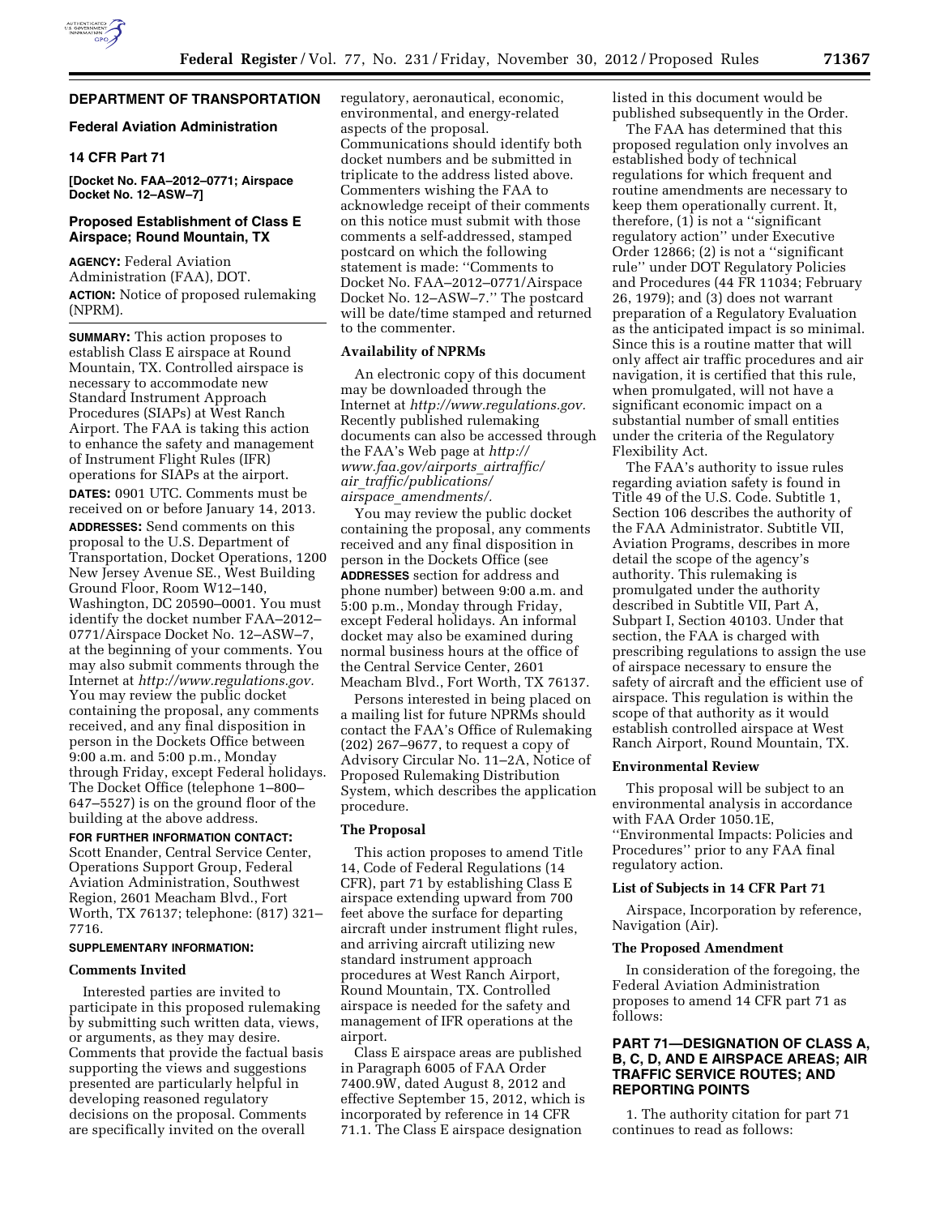## DEPARTMENT OF TRANSPORTATION

### Federal Aviation Administration

### 14 CFR Part 71

**[Docket No. FAA–2012–0771; Airspace Docket No. 12–ASW–7]**

### Proposed Establishment of Class E Airspace; Round Mountain, TX

**AGENCY:** Federal Aviation Administration (FAA), DOT.

**ACTION:** Notice of proposed rulemaking (NPRM).

**SUMMARY:** This action proposes to establish Class E airspace at Round Mountain, TX. Controlled airspace is necessary to accommodate new Standard Instrument Approach Procedures (SIAPs) at West Ranch Airport. The FAA is taking this action to enhance the safety and management of Instrument Flight Rules (IFR) operations for SIAPs at the airport.

**DATES:** 0901 UTC. Comments must be received on or before January 14, 2013.

**ADDRESSES:** Send comments on this proposal to the U.S. Department of Transportation, Docket Operations, 1200 New Jersey Avenue SE., West Building Ground Floor, Room W12–140, Washington, DC 20590–0001. You must identify the docket number FAA–2012–0771/Airspace Docket No. 12–ASW–7, at the beginning of your comments. You may also submit comments through the Internet at *http://www.regulations.gov.* You may review the public docket containing the proposal, any comments received, and any final disposition in person in the Dockets Office between 9:00 a.m. and 5:00 p.m., Monday through Friday, except Federal holidays. The Docket Office (telephone 1–800–647–5527) is on the ground floor of the building at the above address.

**FOR FURTHER INFORMATION CONTACT:** Scott Enander, Central Service Center, Operations Support Group, Federal Aviation Administration, Southwest Region, 2601 Meacham Blvd., Fort Worth, TX 76137; telephone: (817) 321–7716.

**SUPPLEMENTARY INFORMATION:**

#### Comments Invited

Interested parties are invited to participate in this proposed rulemaking by submitting such written data, views, or arguments, as they may desire. Comments that provide the factual basis supporting the views and suggestions presented are particularly helpful in developing reasoned regulatory decisions on the proposal. Comments are specifically invited on the overall regulatory, aeronautical, economic, environmental, and energy-related aspects of the proposal. Communications should identify both docket numbers and be submitted in triplicate to the address listed above. Commenters wishing the FAA to acknowledge receipt of their comments on this notice must submit with those comments a self-addressed, stamped postcard on which the following statement is made: ''Comments to Docket No. FAA–2012–0771/Airspace Docket No. 12–ASW–7.'' The postcard will be date/time stamped and returned to the commenter.

#### Availability of NPRMs

An electronic copy of this document may be downloaded through the Internet at *http://www.regulations.gov.* Recently published rulemaking documents can also be accessed through the FAA's Web page at *http://www.faa.gov/airports_airtraffic/air_traffic/publications/airspace_amendments/.*

You may review the public docket containing the proposal, any comments received and any final disposition in person in the Dockets Office (see **ADDRESSES** section for address and phone number) between 9:00 a.m. and 5:00 p.m., Monday through Friday, except Federal holidays. An informal docket may also be examined during normal business hours at the office of the Central Service Center, 2601 Meacham Blvd., Fort Worth, TX 76137.

Persons interested in being placed on a mailing list for future NPRMs should contact the FAA's Office of Rulemaking (202) 267–9677, to request a copy of Advisory Circular No. 11–2A, Notice of Proposed Rulemaking Distribution System, which describes the application procedure.

#### The Proposal

This action proposes to amend Title 14, Code of Federal Regulations (14 CFR), part 71 by establishing Class E airspace extending upward from 700 feet above the surface for departing aircraft under instrument flight rules, and arriving aircraft utilizing new standard instrument approach procedures at West Ranch Airport, Round Mountain, TX. Controlled airspace is needed for the safety and management of IFR operations at the airport.

Class E airspace areas are published in Paragraph 6005 of FAA Order 7400.9W, dated August 8, 2012 and effective September 15, 2012, which is incorporated by reference in 14 CFR 71.1. The Class E airspace designation listed in this document would be published subsequently in the Order.

The FAA has determined that this proposed regulation only involves an established body of technical regulations for which frequent and routine amendments are necessary to keep them operationally current. It, therefore, (1) is not a ''significant regulatory action'' under Executive Order 12866; (2) is not a ''significant rule'' under DOT Regulatory Policies and Procedures (44 FR 11034; February 26, 1979); and (3) does not warrant preparation of a Regulatory Evaluation as the anticipated impact is so minimal. Since this is a routine matter that will only affect air traffic procedures and air navigation, it is certified that this rule, when promulgated, will not have a significant economic impact on a substantial number of small entities under the criteria of the Regulatory Flexibility Act.

The FAA's authority to issue rules regarding aviation safety is found in Title 49 of the U.S. Code. Subtitle 1, Section 106 describes the authority of the FAA Administrator. Subtitle VII, Aviation Programs, describes in more detail the scope of the agency's authority. This rulemaking is promulgated under the authority described in Subtitle VII, Part A, Subpart I, Section 40103. Under that section, the FAA is charged with prescribing regulations to assign the use of airspace necessary to ensure the safety of aircraft and the efficient use of airspace. This regulation is within the scope of that authority as it would establish controlled airspace at West Ranch Airport, Round Mountain, TX.

#### Environmental Review

This proposal will be subject to an environmental analysis in accordance with FAA Order 1050.1E, ''Environmental Impacts: Policies and Procedures'' prior to any FAA final regulatory action.

#### List of Subjects in 14 CFR Part 71

Airspace, Incorporation by reference, Navigation (Air).

#### The Proposed Amendment

In consideration of the foregoing, the Federal Aviation Administration proposes to amend 14 CFR part 71 as follows:

### PART 71—DESIGNATION OF CLASS A, B, C, D, AND E AIRSPACE AREAS; AIR TRAFFIC SERVICE ROUTES; AND REPORTING POINTS

1. The authority citation for part 71 continues to read as follows: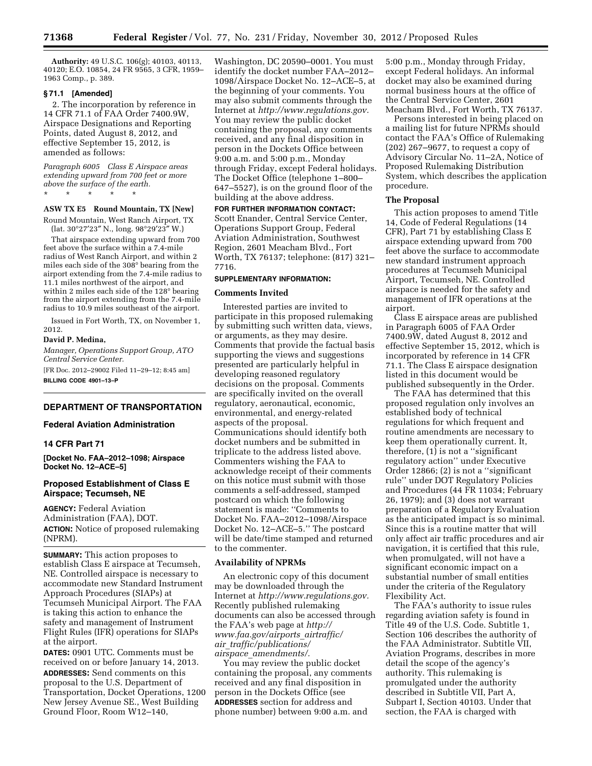**Authority:** 49 U.S.C. 106(g); 40103, 40113, 40120; E.O. 10854, 24 FR 9565, 3 CFR, 1959–1963 Comp., p. 389.

### § 71.1 [Amended]

2. The incorporation by reference in 14 CFR 71.1 of FAA Order 7400.9W, Airspace Designations and Reporting Points, dated August 8, 2012, and effective September 15, 2012, is amended as follows:

*Paragraph 6005 Class E Airspace areas extending upward from 700 feet or more above the surface of the earth.*

\* \* \* \* \*

**ASW TX E5 Round Mountain, TX [New]**

Round Mountain, West Ranch Airport, TX
(lat. 30°27′23″ N., long. 98°29′23″ W.)

That airspace extending upward from 700 feet above the surface within a 7.4-mile radius of West Ranch Airport, and within 2 miles each side of the 308° bearing from the airport extending from the 7.4-mile radius to 11.1 miles northwest of the airport, and within 2 miles each side of the 128° bearing from the airport extending from the 7.4-mile radius to 10.9 miles southeast of the airport.

Issued in Fort Worth, TX, on November 1, 2012.

**David P. Medina,**

*Manager, Operations Support Group, ATO Central Service Center.*

[FR Doc. 2012–29002 Filed 11–29–12; 8:45 am]

**BILLING CODE 4901–13–P**

---

## DEPARTMENT OF TRANSPORTATION

### Federal Aviation Administration

### 14 CFR Part 71

**[Docket No. FAA–2012–1098; Airspace Docket No. 12–ACE–5]**

### Proposed Establishment of Class E Airspace; Tecumseh, NE

**AGENCY:** Federal Aviation Administration (FAA), DOT.

**ACTION:** Notice of proposed rulemaking (NPRM).

**SUMMARY:** This action proposes to establish Class E airspace at Tecumseh, NE. Controlled airspace is necessary to accommodate new Standard Instrument Approach Procedures (SIAPs) at Tecumseh Municipal Airport. The FAA is taking this action to enhance the safety and management of Instrument Flight Rules (IFR) operations for SIAPs at the airport.

**DATES:** 0901 UTC. Comments must be received on or before January 14, 2013.

**ADDRESSES:** Send comments on this proposal to the U.S. Department of Transportation, Docket Operations, 1200 New Jersey Avenue SE., West Building Ground Floor, Room W12–140, Washington, DC 20590–0001. You must identify the docket number FAA–2012–1098/Airspace Docket No. 12–ACE–5, at the beginning of your comments. You may also submit comments through the Internet at *http://www.regulations.gov.* You may review the public docket containing the proposal, any comments received, and any final disposition in person in the Dockets Office between 9:00 a.m. and 5:00 p.m., Monday through Friday, except Federal holidays. The Docket Office (telephone 1–800–647–5527), is on the ground floor of the building at the above address.

**FOR FURTHER INFORMATION CONTACT:** Scott Enander, Central Service Center, Operations Support Group, Federal Aviation Administration, Southwest Region, 2601 Meacham Blvd., Fort Worth, TX 76137; telephone: (817) 321–7716.

**SUPPLEMENTARY INFORMATION:**

#### Comments Invited

Interested parties are invited to participate in this proposed rulemaking by submitting such written data, views, or arguments, as they may desire. Comments that provide the factual basis supporting the views and suggestions presented are particularly helpful in developing reasoned regulatory decisions on the proposal. Comments are specifically invited on the overall regulatory, aeronautical, economic, environmental, and energy-related aspects of the proposal. Communications should identify both docket numbers and be submitted in triplicate to the address listed above. Commenters wishing the FAA to acknowledge receipt of their comments on this notice must submit with those comments a self-addressed, stamped postcard on which the following statement is made: ''Comments to Docket No. FAA–2012–1098/Airspace Docket No. 12–ACE–5.'' The postcard will be date/time stamped and returned to the commenter.

#### Availability of NPRMs

An electronic copy of this document may be downloaded through the Internet at *http://www.regulations.gov.* Recently published rulemaking documents can also be accessed through the FAA's web page at *http://www.faa.gov/airports_airtraffic/air_traffic/publications/airspace_amendments/.*

You may review the public docket containing the proposal, any comments received and any final disposition in person in the Dockets Office (see **ADDRESSES** section for address and phone number) between 9:00 a.m. and 5:00 p.m., Monday through Friday, except Federal holidays. An informal docket may also be examined during normal business hours at the office of the Central Service Center, 2601 Meacham Blvd., Fort Worth, TX 76137.

Persons interested in being placed on a mailing list for future NPRMs should contact the FAA's Office of Rulemaking (202) 267–9677, to request a copy of Advisory Circular No. 11–2A, Notice of Proposed Rulemaking Distribution System, which describes the application procedure.

#### The Proposal

This action proposes to amend Title 14, Code of Federal Regulations (14 CFR), Part 71 by establishing Class E airspace extending upward from 700 feet above the surface to accommodate new standard instrument approach procedures at Tecumseh Municipal Airport, Tecumseh, NE. Controlled airspace is needed for the safety and management of IFR operations at the airport.

Class E airspace areas are published in Paragraph 6005 of FAA Order 7400.9W, dated August 8, 2012 and effective September 15, 2012, which is incorporated by reference in 14 CFR 71.1. The Class E airspace designation listed in this document would be published subsequently in the Order.

The FAA has determined that this proposed regulation only involves an established body of technical regulations for which frequent and routine amendments are necessary to keep them operationally current. It, therefore, (1) is not a ''significant regulatory action'' under Executive Order 12866; (2) is not a ''significant rule'' under DOT Regulatory Policies and Procedures (44 FR 11034; February 26, 1979); and (3) does not warrant preparation of a Regulatory Evaluation as the anticipated impact is so minimal. Since this is a routine matter that will only affect air traffic procedures and air navigation, it is certified that this rule, when promulgated, will not have a significant economic impact on a substantial number of small entities under the criteria of the Regulatory Flexibility Act.

The FAA's authority to issue rules regarding aviation safety is found in Title 49 of the U.S. Code. Subtitle 1, Section 106 describes the authority of the FAA Administrator. Subtitle VII, Aviation Programs, describes in more detail the scope of the agency's authority. This rulemaking is promulgated under the authority described in Subtitle VII, Part A, Subpart I, Section 40103. Under that section, the FAA is charged with